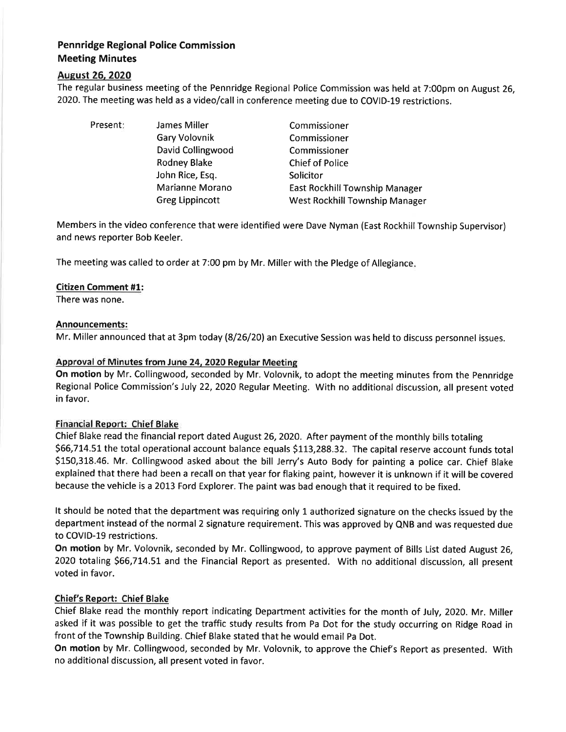# Pennridge Regional Police Commission
# Meeting Minutes

## August 26, 2020

The regular business meeting of the Pennridge Regional Police Commission was held at 7:00pm on August 26, 2020. The meeting was held as a video/call in conference meeting due to COVID-19 restrictions.

| Present: | | |
|---|---|---|
| | James Miller | Commissioner |
| | Gary Volovnik | Commissioner |
| | David Collingwood | Commissioner |
| | Rodney Blake | Chief of Police |
| | John Rice, Esq. | Solicitor |
| | Marianne Morano | East Rockhill Township Manager |
| | Greg Lippincott | West Rockhill Township Manager |

Members in the video conference that were identified were Dave Nyman (East Rockhill Township Supervisor) and news reporter Bob Keeler.

The meeting was called to order at 7:00 pm by Mr. Miller with the Pledge of Allegiance.

### Citizen Comment #1:

There was none.

### Announcements:

Mr. Miller announced that at 3pm today (8/26/20) an Executive Session was held to discuss personnel issues.

### Approval of Minutes from June 24, 2020 Regular Meeting

**On motion** by Mr. Collingwood, seconded by Mr. Volovnik, to adopt the meeting minutes from the Pennridge Regional Police Commission's July 22, 2020 Regular Meeting. With no additional discussion, all present voted in favor.

### Financial Report: Chief Blake

Chief Blake read the financial report dated August 26, 2020. After payment of the monthly bills totaling $66,714.51 the total operational account balance equals $113,288.32. The capital reserve account funds total $150,318.46. Mr. Collingwood asked about the bill Jerry's Auto Body for painting a police car. Chief Blake explained that there had been a recall on that year for flaking paint, however it is unknown if it will be covered because the vehicle is a 2013 Ford Explorer. The paint was bad enough that it required to be fixed.

It should be noted that the department was requiring only 1 authorized signature on the checks issued by the department instead of the normal 2 signature requirement. This was approved by QNB and was requested due to COVID-19 restrictions.

**On motion** by Mr. Volovnik, seconded by Mr. Collingwood, to approve payment of Bills List dated August 26, 2020 totaling $66,714.51 and the Financial Report as presented. With no additional discussion, all present voted in favor.

### Chief's Report: Chief Blake

Chief Blake read the monthly report indicating Department activities for the month of July, 2020. Mr. Miller asked if it was possible to get the traffic study results from Pa Dot for the study occurring on Ridge Road in front of the Township Building. Chief Blake stated that he would email Pa Dot.

**On motion** by Mr. Collingwood, seconded by Mr. Volovnik, to approve the Chief's Report as presented. With no additional discussion, all present voted in favor.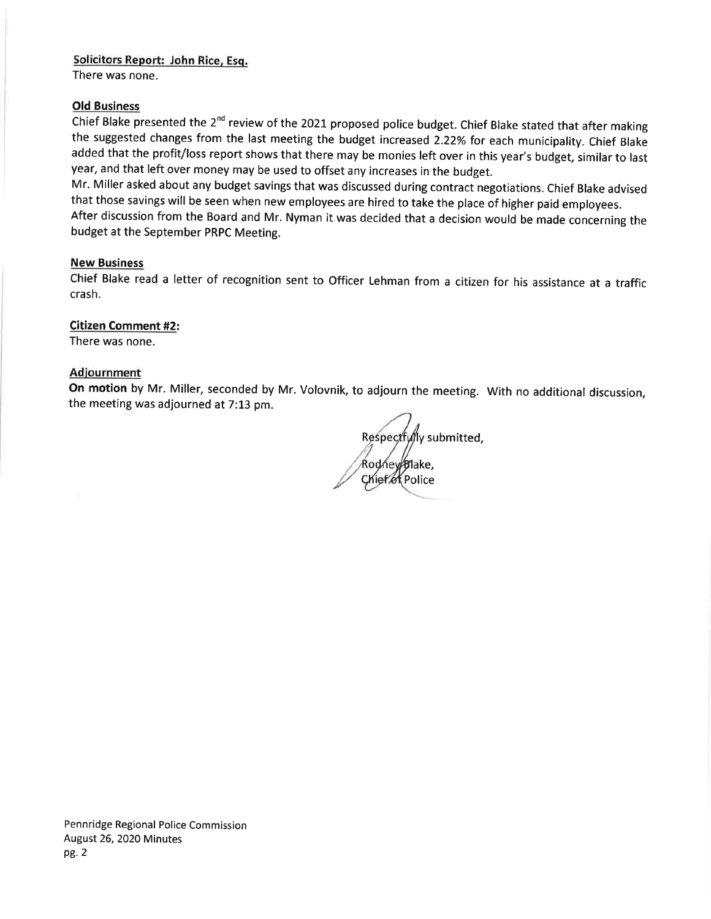**Solicitors Report: John Rice, Esq.**

There was none.

**Old Business**

Chief Blake presented the 2nd review of the 2021 proposed police budget. Chief Blake stated that after making the suggested changes from the last meeting the budget increased 2.22% for each municipality. Chief Blake added that the profit/loss report shows that there may be monies left over in this year's budget, similar to last year, and that left over money may be used to offset any increases in the budget.

Mr. Miller asked about any budget savings that was discussed during contract negotiations. Chief Blake advised that those savings will be seen when new employees are hired to take the place of higher paid employees.

After discussion from the Board and Mr. Nyman it was decided that a decision would be made concerning the budget at the September PRPC Meeting.

**New Business**

Chief Blake read a letter of recognition sent to Officer Lehman from a citizen for his assistance at a traffic crash.

**Citizen Comment #2:**

There was none.

**Adjournment**

**On motion** by Mr. Miller, seconded by Mr. Volovnik, to adjourn the meeting. With no additional discussion, the meeting was adjourned at 7:13 pm.

Respectfully submitted,

Rodney Blake,
Chief of Police

Pennridge Regional Police Commission
August 26, 2020 Minutes